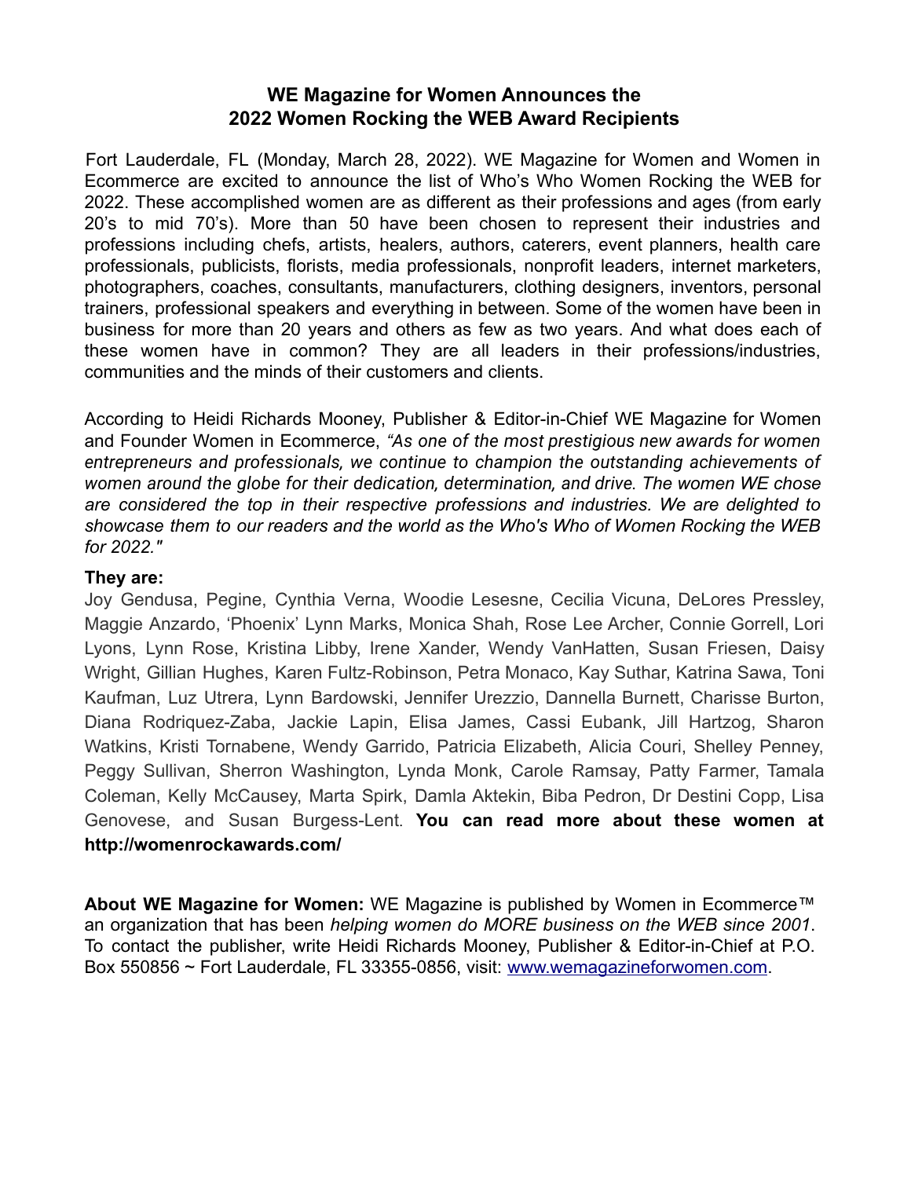# WE Magazine for Women Announces the 2022 Women Rocking the WEB Award Recipients

Fort Lauderdale, FL (Monday, March 28, 2022). WE Magazine for Women and Women in Ecommerce are excited to announce the list of Who's Who Women Rocking the WEB for 2022. These accomplished women are as different as their professions and ages (from early 20's to mid 70's). More than 50 have been chosen to represent their industries and professions including chefs, artists, healers, authors, caterers, event planners, health care professionals, publicists, florists, media professionals, nonprofit leaders, internet marketers, photographers, coaches, consultants, manufacturers, clothing designers, inventors, personal trainers, professional speakers and everything in between. Some of the women have been in business for more than 20 years and others as few as two years. And what does each of these women have in common? They are all leaders in their professions/industries, communities and the minds of their customers and clients.

According to Heidi Richards Mooney, Publisher & Editor-in-Chief WE Magazine for Women and Founder Women in Ecommerce, *"As one of the most prestigious new awards for women entrepreneurs and professionals, we continue to champion the outstanding achievements of women around the globe for their dedication, determination, and drive. The women WE chose are considered the top in their respective professions and industries. We are delighted to showcase them to our readers and the world as the Who's Who of Women Rocking the WEB for 2022."*

**They are:**

Joy Gendusa, Pegine, Cynthia Verna, Woodie Lesesne, Cecilia Vicuna, DeLores Pressley, Maggie Anzardo, 'Phoenix' Lynn Marks, Monica Shah, Rose Lee Archer, Connie Gorrell, Lori Lyons, Lynn Rose, Kristina Libby, Irene Xander, Wendy VanHatten, Susan Friesen, Daisy Wright, Gillian Hughes, Karen Fultz-Robinson, Petra Monaco, Kay Suthar, Katrina Sawa, Toni Kaufman, Luz Utrera, Lynn Bardowski, Jennifer Urezzio, Dannella Burnett, Charisse Burton, Diana Rodriquez-Zaba, Jackie Lapin, Elisa James, Cassi Eubank, Jill Hartzog, Sharon Watkins, Kristi Tornabene, Wendy Garrido, Patricia Elizabeth, Alicia Couri, Shelley Penney, Peggy Sullivan, Sherron Washington, Lynda Monk, Carole Ramsay, Patty Farmer, Tamala Coleman, Kelly McCausey, Marta Spirk, Damla Aktekin, Biba Pedron, Dr Destini Copp, Lisa Genovese, and Susan Burgess-Lent. **You can read more about these women at http://womenrockawards.com/**

**About WE Magazine for Women:** WE Magazine is published by Women in Ecommerce™ an organization that has been *helping women do MORE business on the WEB since 2001*. To contact the publisher, write Heidi Richards Mooney, Publisher & Editor-in-Chief at P.O. Box 550856 ~ Fort Lauderdale, FL 33355-0856, visit: [www.wemagazineforwomen.com](www.wemagazineforwomen.com).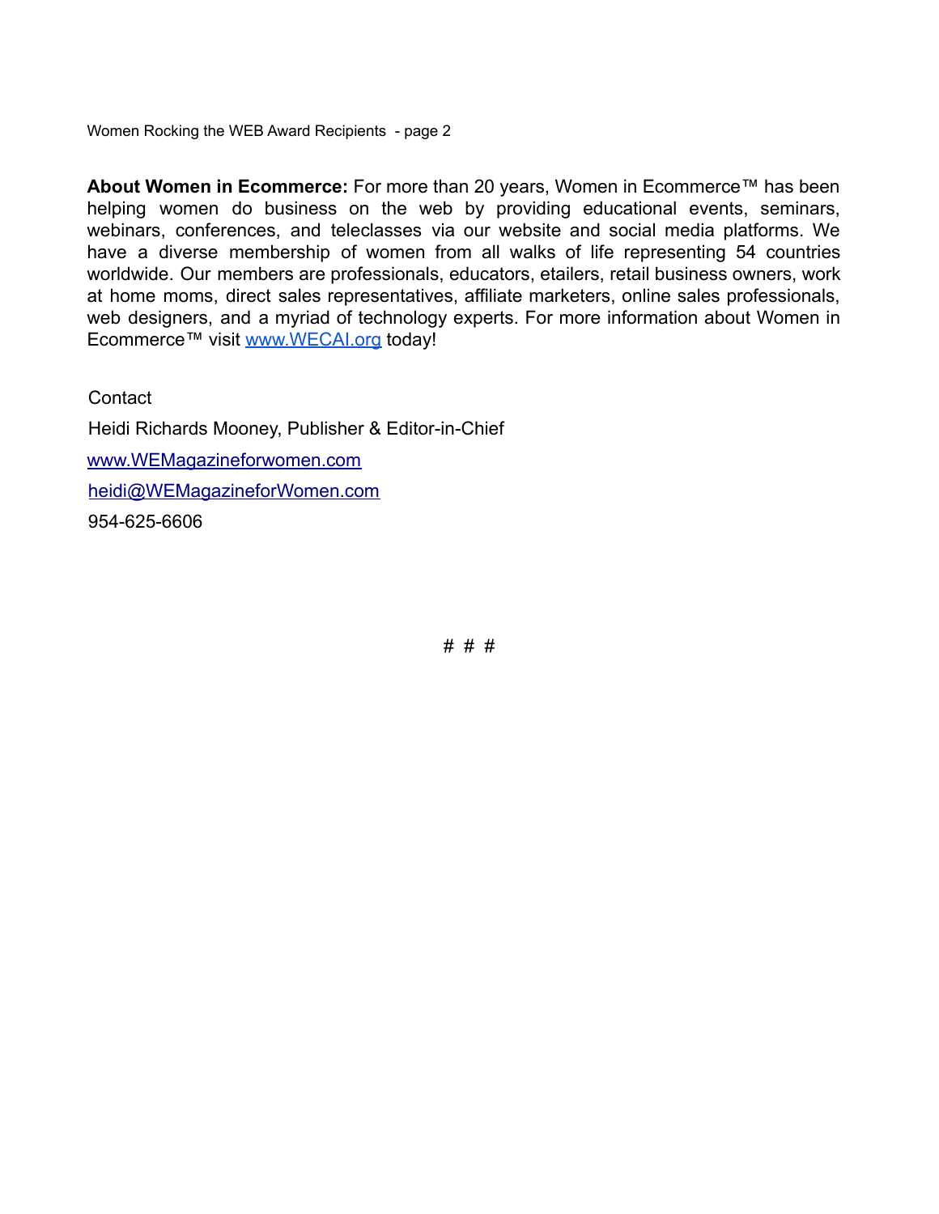**About Women in Ecommerce:** For more than 20 years, Women in Ecommerce™ has been helping women do business on the web by providing educational events, seminars, webinars, conferences, and teleclasses via our website and social media platforms. We have a diverse membership of women from all walks of life representing 54 countries worldwide. Our members are professionals, educators, etailers, retail business owners, work at home moms, direct sales representatives, affiliate marketers, online sales professionals, web designers, and a myriad of technology experts. For more information about Women in Ecommerce™ visit www.WECAI.org today!

Contact

Heidi Richards Mooney, Publisher & Editor-in-Chief

www.WEMagazineforwomen.com

heidi@WEMagazineforWomen.com

954-625-6606

# # #